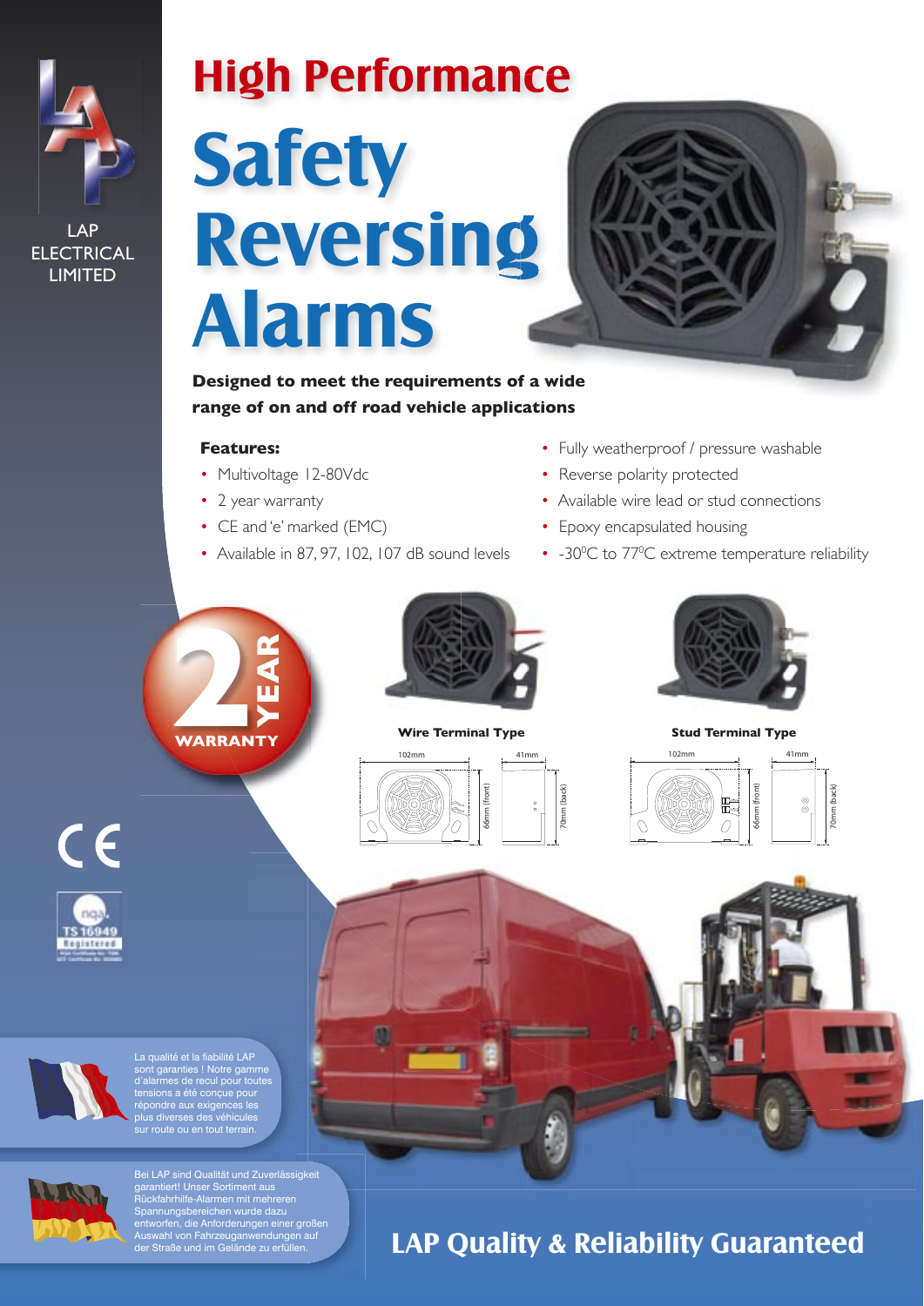LAP ELECTRICAL LIMITED

# High Performance Safety Reversing Alarms

**Designed to meet the requirements of a wide range of on and off road vehicle applications**

**Features:**

- Multivoltage 12-80Vdc
- 2 year warranty
- CE and 'e' marked (EMC)
- Available in 87, 97, 102, 107 dB sound levels
- Fully weatherproof / pressure washable
- Reverse polarity protected
- Available wire lead or stud connections
- Epoxy encapsulated housing
- -30°C to 77°C extreme temperature reliability

2 YEAR WARRANTY

**Wire Terminal Type**

102mm, 41mm, 66mm (front), 70mm (back)

**Stud Terminal Type**

102mm, 41mm, 66mm (front), 70mm (back)

La qualité et la fiabilité LAP sont garanties ! Notre gamme d'alarmes de recul pour toutes tensions a été conçue pour répondre aux exigences les plus diverses des véhicules sur route ou en tout terrain.

Bei LAP sind Qualität und Zuverlässigkeit garantiert! Unser Sortiment aus Rückfahrhilfe-Alarmen mit mehreren Spannungsbereichen wurde dazu entworfen, die Anforderungen einer großen Auswahl von Fahrzeuganwendungen auf der Straße und im Gelände zu erfüllen.

## LAP Quality & Reliability Guaranteed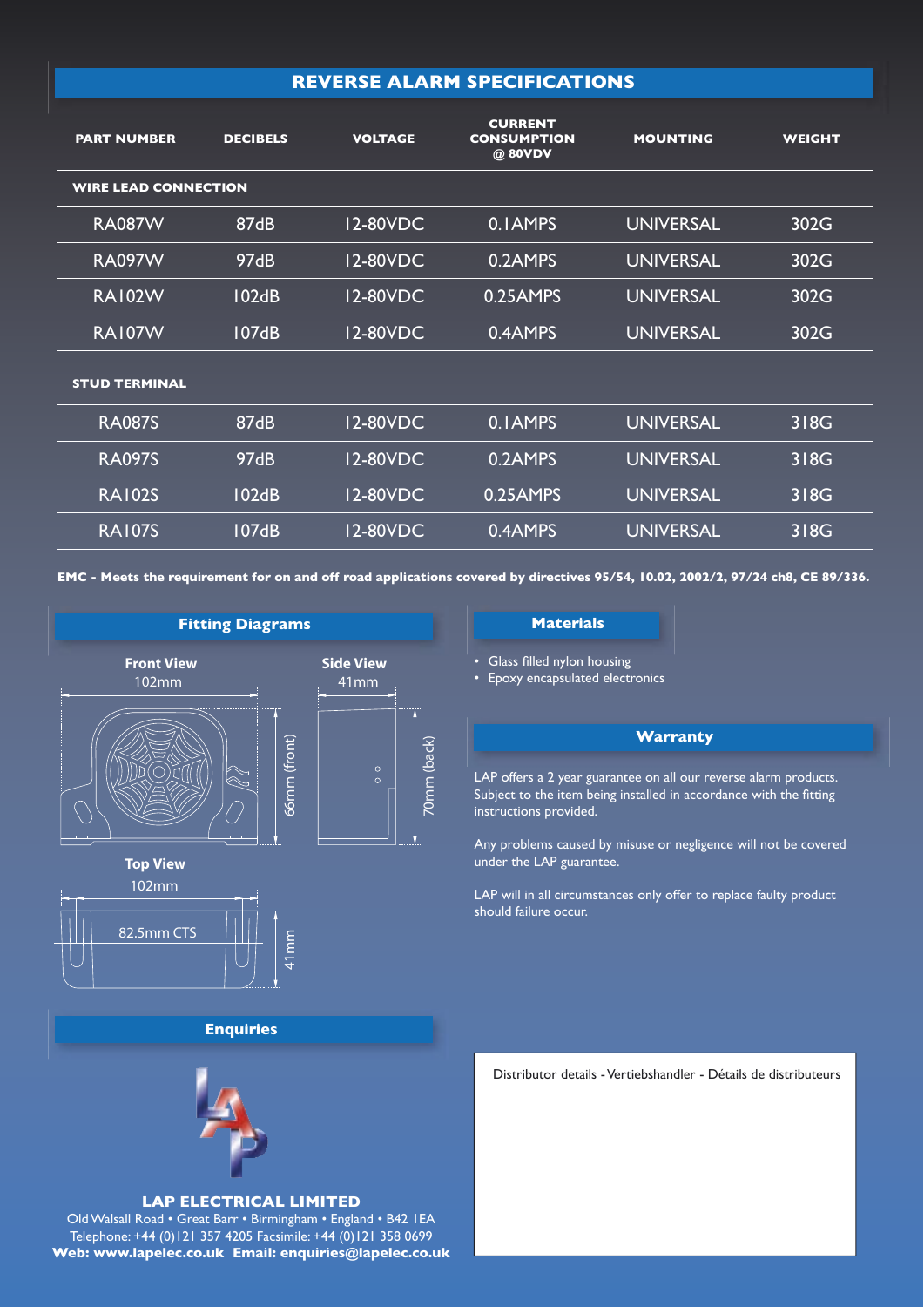# REVERSE ALARM SPECIFICATIONS

| PART NUMBER | DECIBELS | VOLTAGE | CURRENT CONSUMPTION @ 80VDV | MOUNTING | WEIGHT |
|---|---|---|---|---|---|
| **WIRE LEAD CONNECTION** | | | | | |
| RA087W | 87dB | 12-80VDC | 0.1AMPS | UNIVERSAL | 302G |
| RA097W | 97dB | 12-80VDC | 0.2AMPS | UNIVERSAL | 302G |
| RA102W | 102dB | 12-80VDC | 0.25AMPS | UNIVERSAL | 302G |
| RA107W | 107dB | 12-80VDC | 0.4AMPS | UNIVERSAL | 302G |
| **STUD TERMINAL** | | | | | |
| RA087S | 87dB | 12-80VDC | 0.1AMPS | UNIVERSAL | 318G |
| RA097S | 97dB | 12-80VDC | 0.2AMPS | UNIVERSAL | 318G |
| RA102S | 102dB | 12-80VDC | 0.25AMPS | UNIVERSAL | 318G |
| RA107S | 107dB | 12-80VDC | 0.4AMPS | UNIVERSAL | 318G |

**EMC - Meets the requirement for on and off road applications covered by directives 95/54, 10.02, 2002/2, 97/24 ch8, CE 89/336.**

## Fitting Diagrams

**Front View**
102mm
66mm (front)

**Side View**
41mm
70mm (back)

**Top View**
102mm
82.5mm CTS
41mm

## Materials

- Glass filled nylon housing
- Epoxy encapsulated electronics

## Warranty

LAP offers a 2 year guarantee on all our reverse alarm products. Subject to the item being installed in accordance with the fitting instructions provided.

Any problems caused by misuse or negligence will not be covered under the LAP guarantee.

LAP will in all circumstances only offer to replace faulty product should failure occur.

## Enquiries

**LAP ELECTRICAL LIMITED**
Old Walsall Road • Great Barr • Birmingham • England • B42 1EA
Telephone: +44 (0)121 357 4205 Facsimile: +44 (0)121 358 0699
**Web: www.lapelec.co.uk Email: enquiries@lapelec.co.uk**

Distributor details - Vertiebshandler - Détails de distributeurs